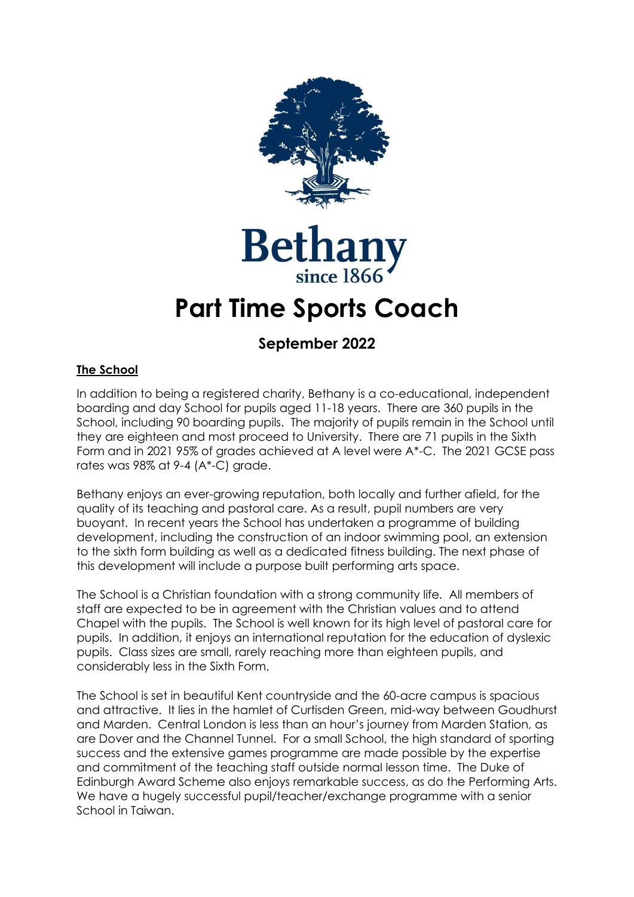Bethany
since 1866

# Part Time Sports Coach

## September 2022

### The School

In addition to being a registered charity, Bethany is a co-educational, independent boarding and day School for pupils aged 11-18 years. There are 360 pupils in the School, including 90 boarding pupils. The majority of pupils remain in the School until they are eighteen and most proceed to University. There are 71 pupils in the Sixth Form and in 2021 95% of grades achieved at A level were A*-C. The 2021 GCSE pass rates was 98% at 9-4 (A*-C) grade.

Bethany enjoys an ever-growing reputation, both locally and further afield, for the quality of its teaching and pastoral care. As a result, pupil numbers are very buoyant. In recent years the School has undertaken a programme of building development, including the construction of an indoor swimming pool, an extension to the sixth form building as well as a dedicated fitness building. The next phase of this development will include a purpose built performing arts space.

The School is a Christian foundation with a strong community life. All members of staff are expected to be in agreement with the Christian values and to attend Chapel with the pupils. The School is well known for its high level of pastoral care for pupils. In addition, it enjoys an international reputation for the education of dyslexic pupils. Class sizes are small, rarely reaching more than eighteen pupils, and considerably less in the Sixth Form.

The School is set in beautiful Kent countryside and the 60-acre campus is spacious and attractive. It lies in the hamlet of Curtisden Green, mid-way between Goudhurst and Marden. Central London is less than an hour's journey from Marden Station, as are Dover and the Channel Tunnel. For a small School, the high standard of sporting success and the extensive games programme are made possible by the expertise and commitment of the teaching staff outside normal lesson time. The Duke of Edinburgh Award Scheme also enjoys remarkable success, as do the Performing Arts. We have a hugely successful pupil/teacher/exchange programme with a senior School in Taiwan.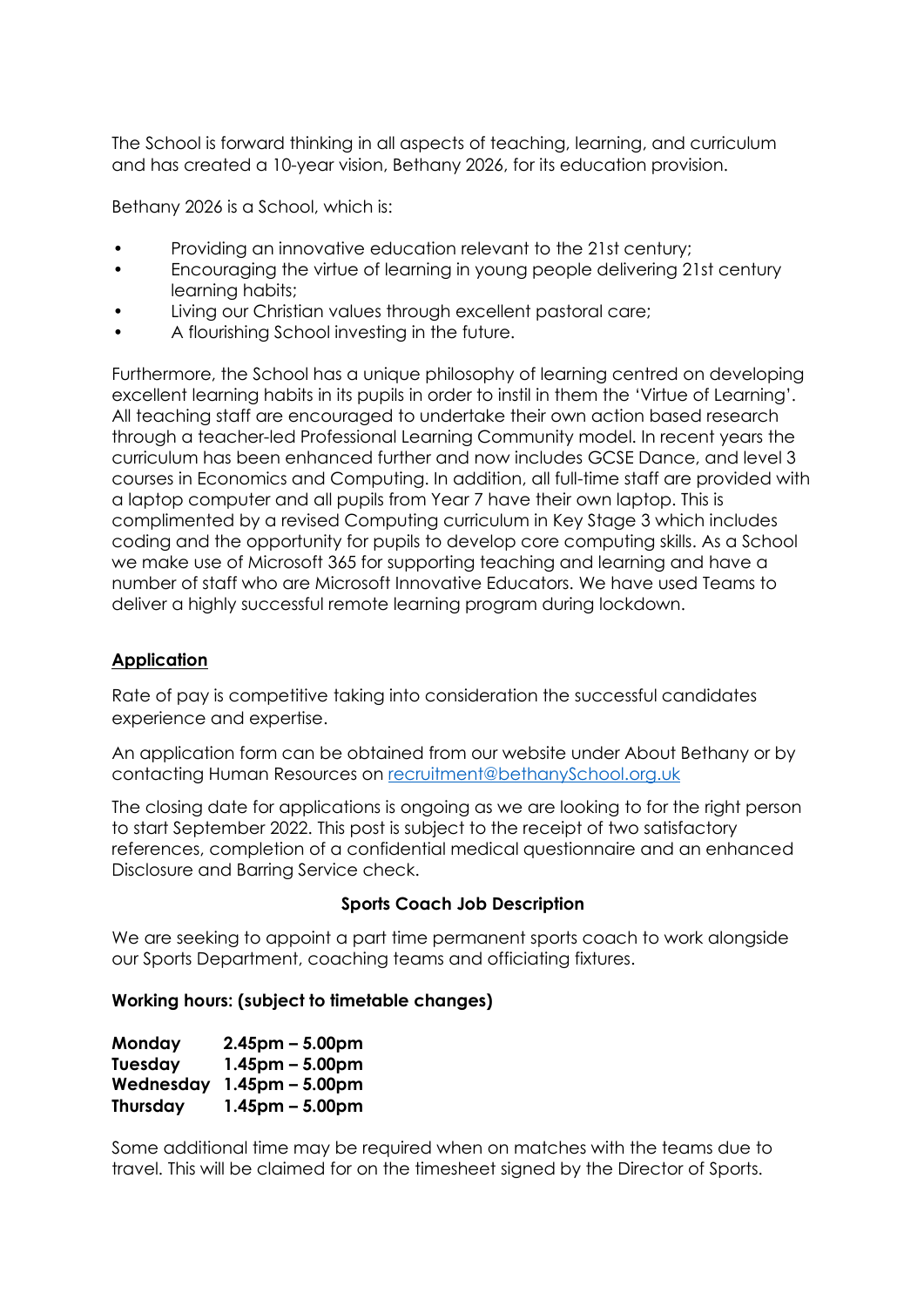The School is forward thinking in all aspects of teaching, learning, and curriculum and has created a 10-year vision, Bethany 2026, for its education provision.

Bethany 2026 is a School, which is:

- Providing an innovative education relevant to the 21st century;
- Encouraging the virtue of learning in young people delivering 21st century learning habits;
- Living our Christian values through excellent pastoral care;
- A flourishing School investing in the future.

Furthermore, the School has a unique philosophy of learning centred on developing excellent learning habits in its pupils in order to instil in them the 'Virtue of Learning'. All teaching staff are encouraged to undertake their own action based research through a teacher-led Professional Learning Community model. In recent years the curriculum has been enhanced further and now includes GCSE Dance, and level 3 courses in Economics and Computing. In addition, all full-time staff are provided with a laptop computer and all pupils from Year 7 have their own laptop. This is complimented by a revised Computing curriculum in Key Stage 3 which includes coding and the opportunity for pupils to develop core computing skills. As a School we make use of Microsoft 365 for supporting teaching and learning and have a number of staff who are Microsoft Innovative Educators. We have used Teams to deliver a highly successful remote learning program during lockdown.

## Application

Rate of pay is competitive taking into consideration the successful candidates experience and expertise.

An application form can be obtained from our website under About Bethany or by contacting Human Resources on recruitment@bethanySchool.org.uk

The closing date for applications is ongoing as we are looking to for the right person to start September 2022. This post is subject to the receipt of two satisfactory references, completion of a confidential medical questionnaire and an enhanced Disclosure and Barring Service check.

## Sports Coach Job Description

We are seeking to appoint a part time permanent sports coach to work alongside our Sports Department, coaching teams and officiating fixtures.

**Working hours: (subject to timetable changes)**

| | |
|---|---|
| **Monday** | **2.45pm – 5.00pm** |
| **Tuesday** | **1.45pm – 5.00pm** |
| **Wednesday** | **1.45pm – 5.00pm** |
| **Thursday** | **1.45pm – 5.00pm** |

Some additional time may be required when on matches with the teams due to travel. This will be claimed for on the timesheet signed by the Director of Sports.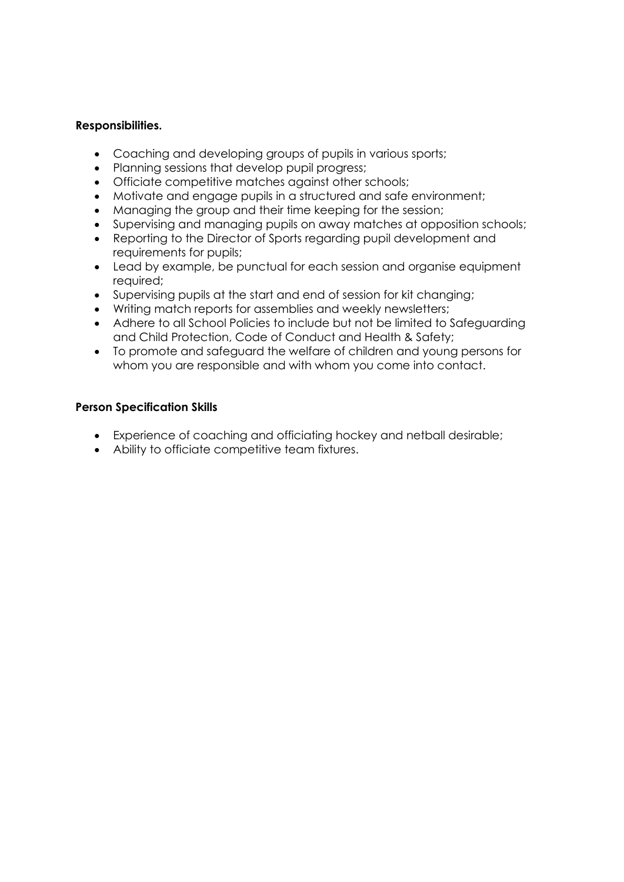**Responsibilities.**

- Coaching and developing groups of pupils in various sports;
- Planning sessions that develop pupil progress;
- Officiate competitive matches against other schools;
- Motivate and engage pupils in a structured and safe environment;
- Managing the group and their time keeping for the session;
- Supervising and managing pupils on away matches at opposition schools;
- Reporting to the Director of Sports regarding pupil development and requirements for pupils;
- Lead by example, be punctual for each session and organise equipment required;
- Supervising pupils at the start and end of session for kit changing;
- Writing match reports for assemblies and weekly newsletters;
- Adhere to all School Policies to include but not be limited to Safeguarding and Child Protection, Code of Conduct and Health & Safety;
- To promote and safeguard the welfare of children and young persons for whom you are responsible and with whom you come into contact.

**Person Specification Skills**

- Experience of coaching and officiating hockey and netball desirable;
- Ability to officiate competitive team fixtures.